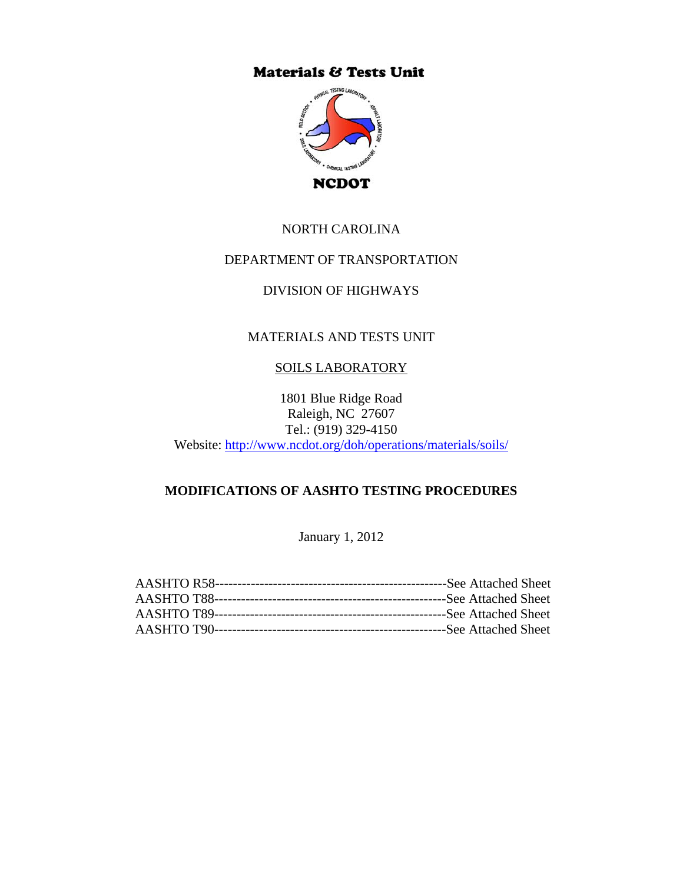**Materials & Tests Unit**

**NCDOT**

NORTH CAROLINA

DEPARTMENT OF TRANSPORTATION

DIVISION OF HIGHWAYS

MATERIALS AND TESTS UNIT

SOILS LABORATORY

1801 Blue Ridge Road
Raleigh, NC 27607
Tel.: (919) 329-4150
Website: [http://www.ncdot.org/doh/operations/materials/soils/](http://www.ncdot.org/doh/operations/materials/soils/)

## MODIFICATIONS OF AASHTO TESTING PROCEDURES

January 1, 2012

AASHTO R58----------------------------------------------------See Attached Sheet
AASHTO T88----------------------------------------------------See Attached Sheet
AASHTO T89----------------------------------------------------See Attached Sheet
AASHTO T90----------------------------------------------------See Attached Sheet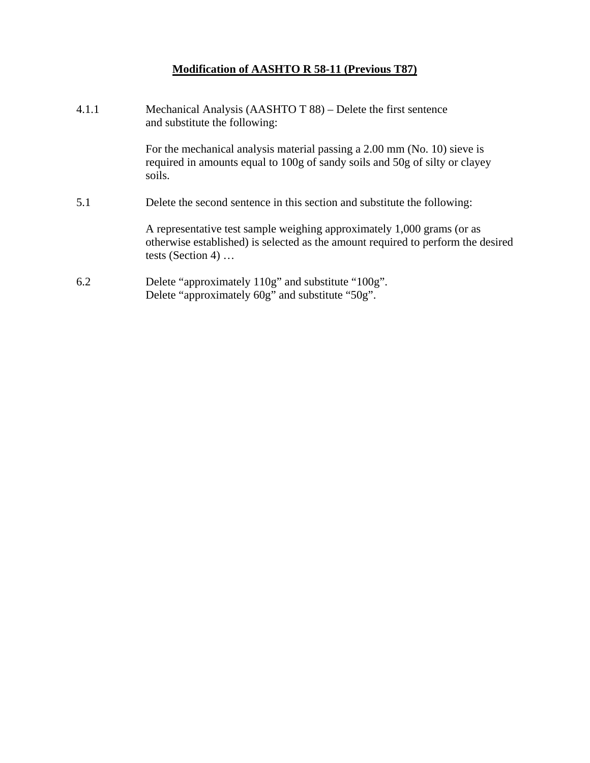**Modification of AASHTO R 58-11 (Previous T87)**

4.1.1 Mechanical Analysis (AASHTO T 88) – Delete the first sentence and substitute the following:

For the mechanical analysis material passing a 2.00 mm (No. 10) sieve is required in amounts equal to 100g of sandy soils and 50g of silty or clayey soils.

5.1 Delete the second sentence in this section and substitute the following:

A representative test sample weighing approximately 1,000 grams (or as otherwise established) is selected as the amount required to perform the desired tests (Section 4) …

6.2 Delete "approximately 110g" and substitute "100g".
Delete "approximately 60g" and substitute "50g".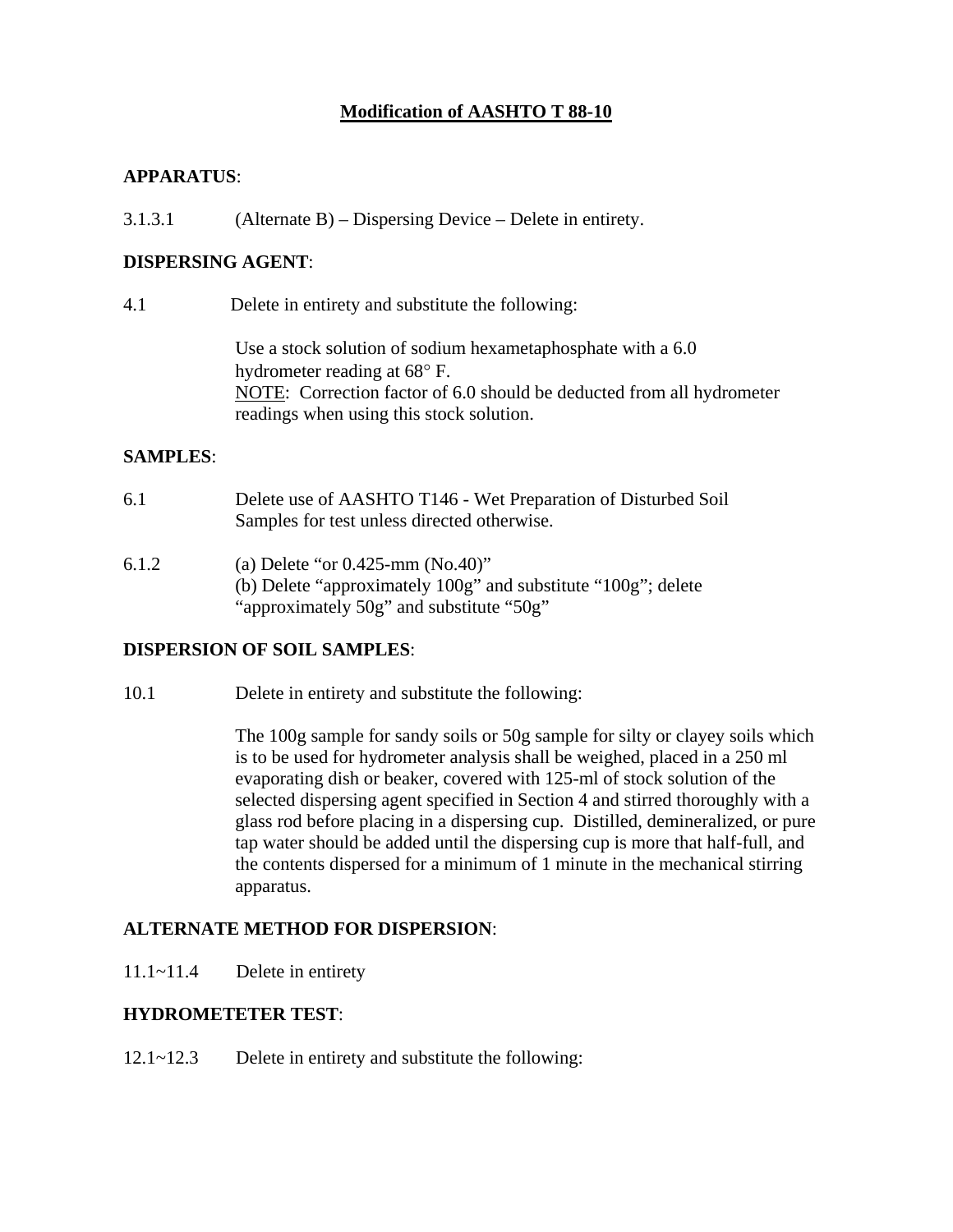# Modification of AASHTO T 88-10

**APPARATUS**:

3.1.3.1 (Alternate B) – Dispersing Device – Delete in entirety.

**DISPERSING AGENT**:

4.1 Delete in entirety and substitute the following:

Use a stock solution of sodium hexametaphosphate with a 6.0 hydrometer reading at 68° F.
NOTE: Correction factor of 6.0 should be deducted from all hydrometer readings when using this stock solution.

**SAMPLES**:

6.1 Delete use of AASHTO T146 - Wet Preparation of Disturbed Soil Samples for test unless directed otherwise.

6.1.2 (a) Delete "or 0.425-mm (No.40)"
(b) Delete "approximately 100g" and substitute "100g"; delete "approximately 50g" and substitute "50g"

**DISPERSION OF SOIL SAMPLES**:

10.1 Delete in entirety and substitute the following:

The 100g sample for sandy soils or 50g sample for silty or clayey soils which is to be used for hydrometer analysis shall be weighed, placed in a 250 ml evaporating dish or beaker, covered with 125-ml of stock solution of the selected dispersing agent specified in Section 4 and stirred thoroughly with a glass rod before placing in a dispersing cup. Distilled, demineralized, or pure tap water should be added until the dispersing cup is more that half-full, and the contents dispersed for a minimum of 1 minute in the mechanical stirring apparatus.

**ALTERNATE METHOD FOR DISPERSION**:

11.1~11.4 Delete in entirety

**HYDROMETETER TEST**:

12.1~12.3 Delete in entirety and substitute the following: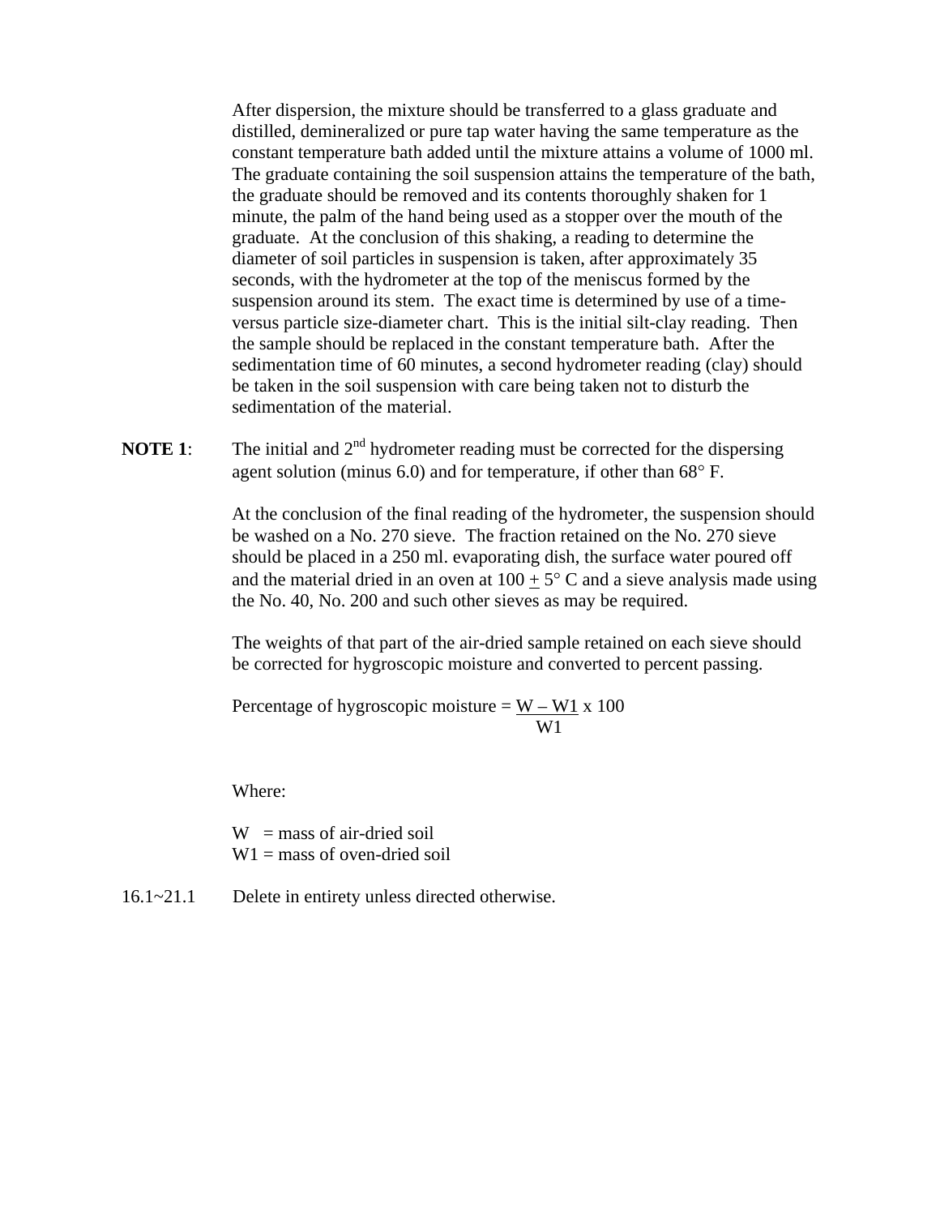After dispersion, the mixture should be transferred to a glass graduate and distilled, demineralized or pure tap water having the same temperature as the constant temperature bath added until the mixture attains a volume of 1000 ml. The graduate containing the soil suspension attains the temperature of the bath, the graduate should be removed and its contents thoroughly shaken for 1 minute, the palm of the hand being used as a stopper over the mouth of the graduate. At the conclusion of this shaking, a reading to determine the diameter of soil particles in suspension is taken, after approximately 35 seconds, with the hydrometer at the top of the meniscus formed by the suspension around its stem. The exact time is determined by use of a time-versus particle size-diameter chart. This is the initial silt-clay reading. Then the sample should be replaced in the constant temperature bath. After the sedimentation time of 60 minutes, a second hydrometer reading (clay) should be taken in the soil suspension with care being taken not to disturb the sedimentation of the material.

**NOTE 1**: The initial and 2nd hydrometer reading must be corrected for the dispersing agent solution (minus 6.0) and for temperature, if other than 68° F.

At the conclusion of the final reading of the hydrometer, the suspension should be washed on a No. 270 sieve. The fraction retained on the No. 270 sieve should be placed in a 250 ml. evaporating dish, the surface water poured off and the material dried in an oven at 100 ± 5° C and a sieve analysis made using the No. 40, No. 200 and such other sieves as may be required.

The weights of that part of the air-dried sample retained on each sieve should be corrected for hygroscopic moisture and converted to percent passing.

$$\text{Percentage of hygroscopic moisture} = \frac{W - W1}{W1} \times 100$$

Where:

W = mass of air-dried soil
W1 = mass of oven-dried soil

16.1~21.1 Delete in entirety unless directed otherwise.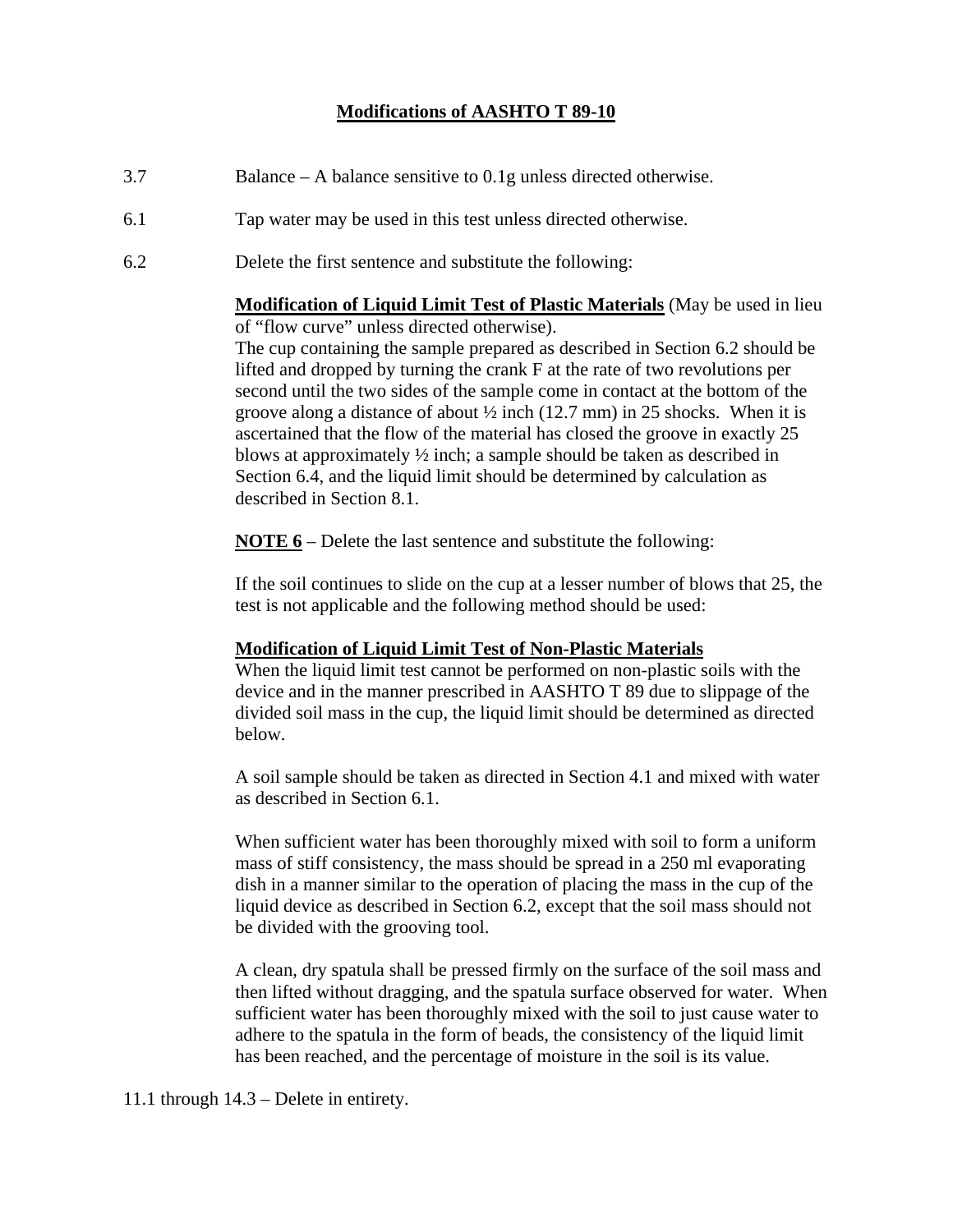# Modifications of AASHTO T 89-10

3.7 Balance – A balance sensitive to 0.1g unless directed otherwise.

6.1 Tap water may be used in this test unless directed otherwise.

6.2 Delete the first sentence and substitute the following:

**Modification of Liquid Limit Test of Plastic Materials** (May be used in lieu of "flow curve" unless directed otherwise).
The cup containing the sample prepared as described in Section 6.2 should be lifted and dropped by turning the crank F at the rate of two revolutions per second until the two sides of the sample come in contact at the bottom of the groove along a distance of about ½ inch (12.7 mm) in 25 shocks. When it is ascertained that the flow of the material has closed the groove in exactly 25 blows at approximately ½ inch; a sample should be taken as described in Section 6.4, and the liquid limit should be determined by calculation as described in Section 8.1.

**NOTE 6** – Delete the last sentence and substitute the following:

If the soil continues to slide on the cup at a lesser number of blows that 25, the test is not applicable and the following method should be used:

**Modification of Liquid Limit Test of Non-Plastic Materials**
When the liquid limit test cannot be performed on non-plastic soils with the device and in the manner prescribed in AASHTO T 89 due to slippage of the divided soil mass in the cup, the liquid limit should be determined as directed below.

A soil sample should be taken as directed in Section 4.1 and mixed with water as described in Section 6.1.

When sufficient water has been thoroughly mixed with soil to form a uniform mass of stiff consistency, the mass should be spread in a 250 ml evaporating dish in a manner similar to the operation of placing the mass in the cup of the liquid device as described in Section 6.2, except that the soil mass should not be divided with the grooving tool.

A clean, dry spatula shall be pressed firmly on the surface of the soil mass and then lifted without dragging, and the spatula surface observed for water. When sufficient water has been thoroughly mixed with the soil to just cause water to adhere to the spatula in the form of beads, the consistency of the liquid limit has been reached, and the percentage of moisture in the soil is its value.

11.1 through 14.3 – Delete in entirety.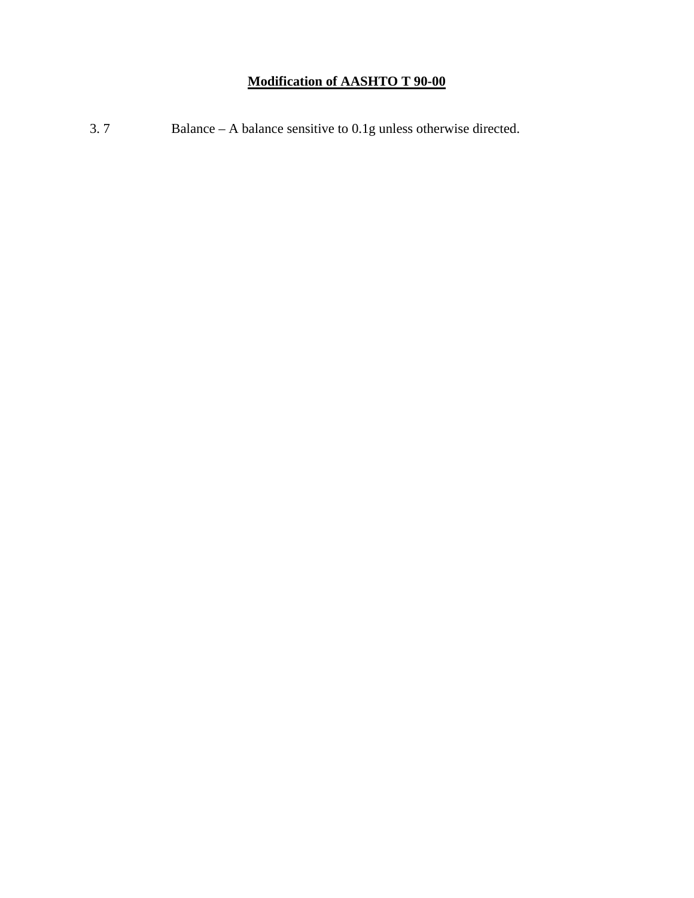**Modification of AASHTO T 90-00**

3. 7 Balance – A balance sensitive to 0.1g unless otherwise directed.